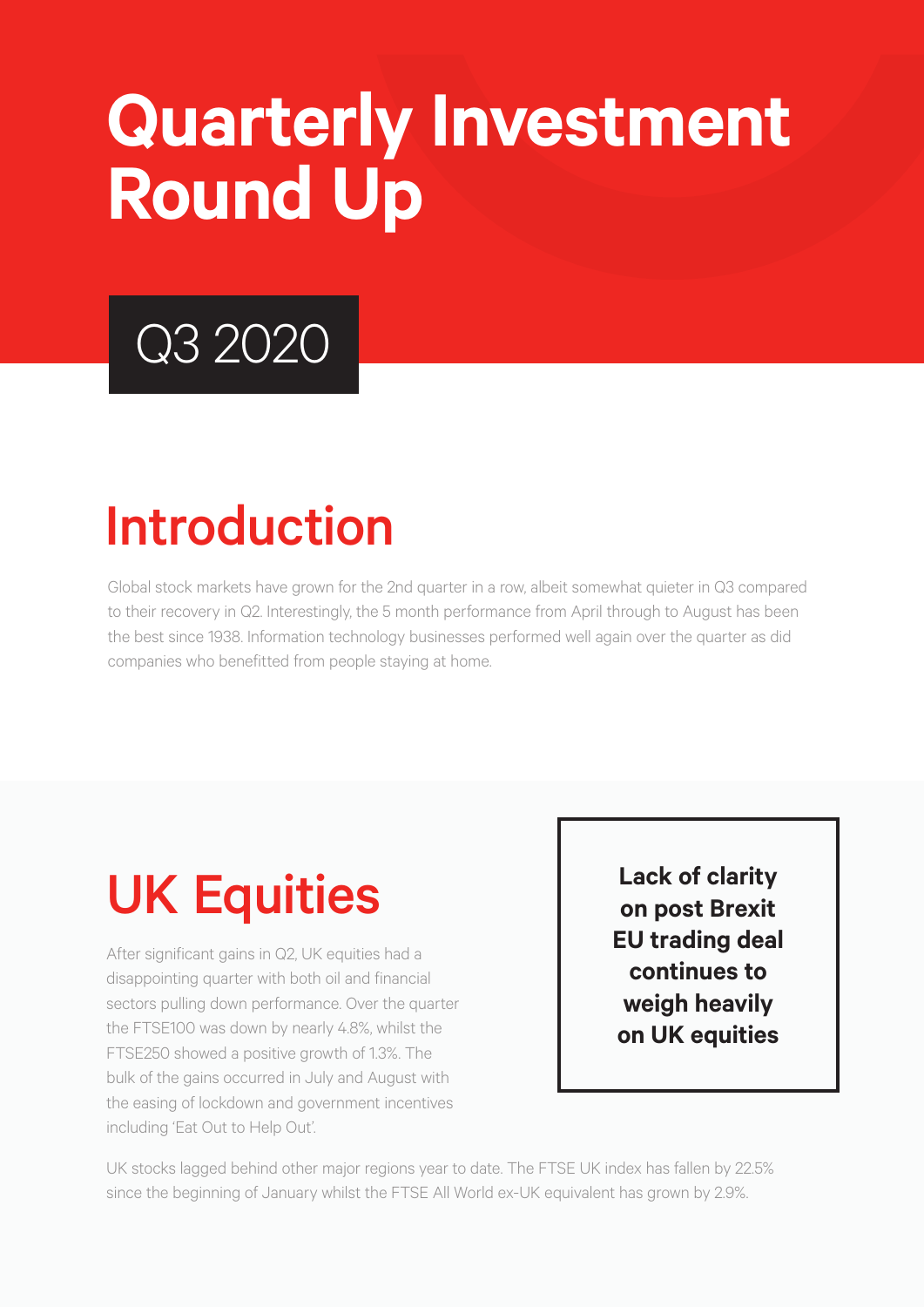# Quarterly Investment Round Up

Q3 2020

## Introduction

Global stock markets have grown for the 2nd quarter in a row, albeit somewhat quieter in Q3 compared to their recovery in Q2. Interestingly, the 5 month performance from April through to August has been the best since 1938. Information technology businesses performed well again over the quarter as did companies who benefitted from people staying at home.

## UK Equities

After significant gains in Q2, UK equities had a disappointing quarter with both oil and financial sectors pulling down performance. Over the quarter the FTSE100 was down by nearly 4.8%, whilst the FTSE250 showed a positive growth of 1.3%. The bulk of the gains occurred in July and August with the easing of lockdown and government incentives including 'Eat Out to Help Out'.

**Lack of clarity on post Brexit EU trading deal continues to weigh heavily on UK equities**

UK stocks lagged behind other major regions year to date. The FTSE UK index has fallen by 22.5% since the beginning of January whilst the FTSE All World ex-UK equivalent has grown by 2.9%.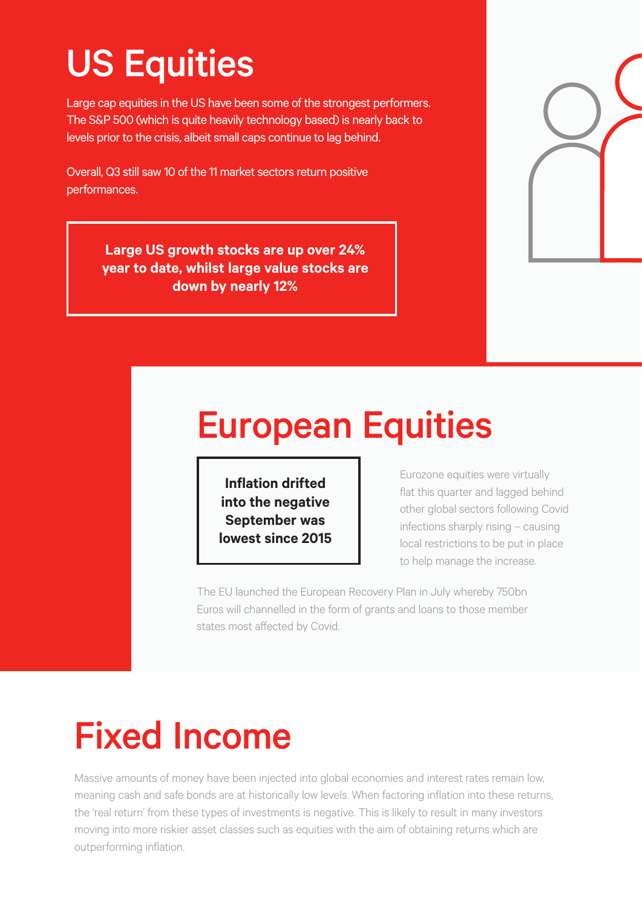# US Equities

Large cap equities in the US have been some of the strongest performers. The S&P 500 (which is quite heavily technology based) is nearly back to levels prior to the crisis, albeit small caps continue to lag behind.

Overall, Q3 still saw 10 of the 11 market sectors return positive performances.

**Large US growth stocks are up over 24% year to date, whilst large value stocks are down by nearly 12%**

# European Equities

**Inflation drifted into the negative September was lowest since 2015**

Eurozone equities were virtually flat this quarter and lagged behind other global sectors following Covid infections sharply rising – causing local restrictions to be put in place to help manage the increase.

The EU launched the European Recovery Plan in July whereby 750bn Euros will channelled in the form of grants and loans to those member states most affected by Covid.

# Fixed Income

Massive amounts of money have been injected into global economies and interest rates remain low, meaning cash and safe bonds are at historically low levels. When factoring inflation into these returns, the 'real return' from these types of investments is negative. This is likely to result in many investors moving into more riskier asset classes such as equities with the aim of obtaining returns which are outperforming inflation.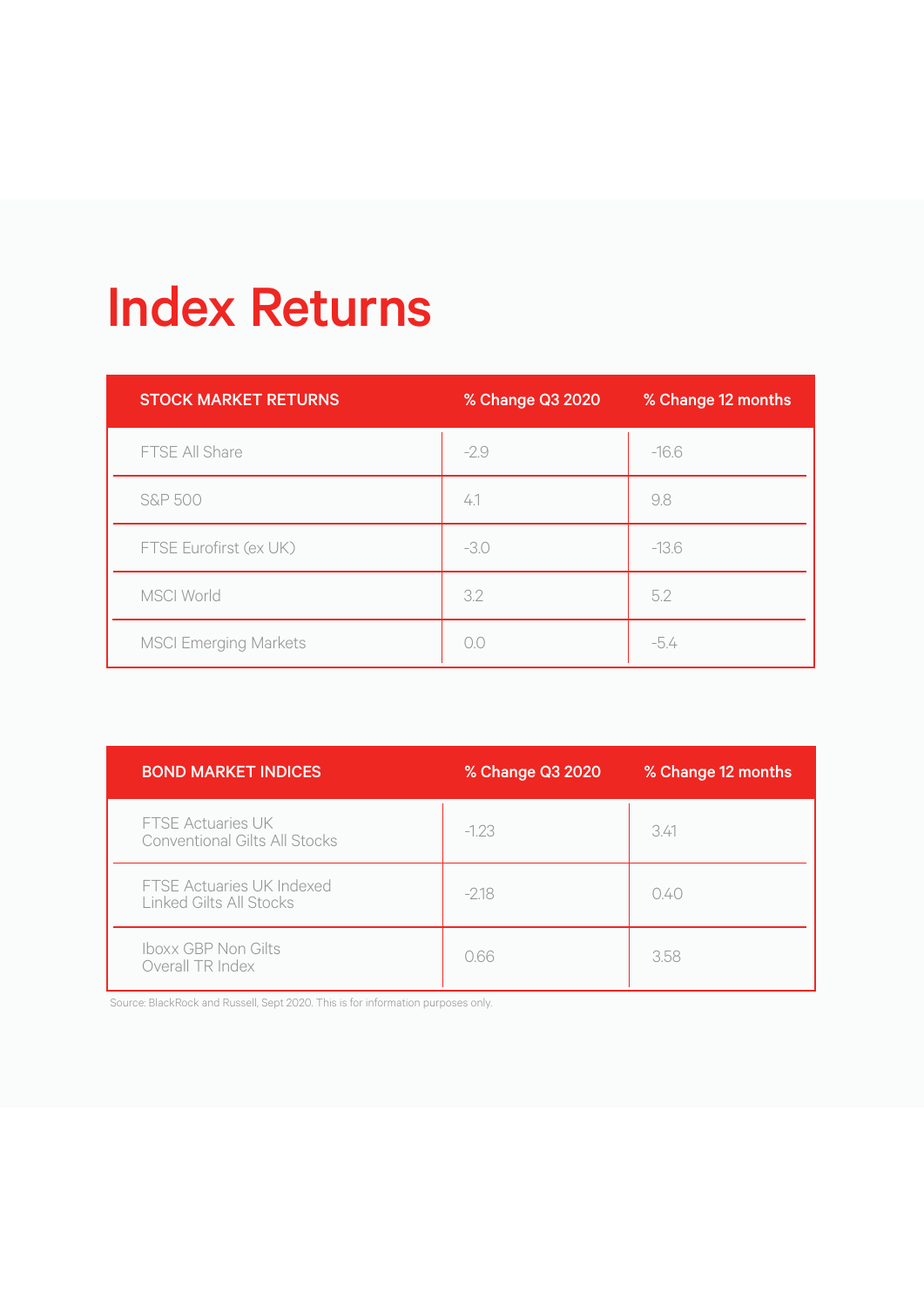# Index Returns

| STOCK MARKET RETURNS | % Change Q3 2020 | % Change 12 months |
|---|---|---|
| FTSE All Share | -2.9 | -16.6 |
| S&P 500 | 4.1 | 9.8 |
| FTSE Eurofirst (ex UK) | -3.0 | -13.6 |
| MSCI World | 3.2 | 5.2 |
| MSCI Emerging Markets | 0.0 | -5.4 |

| BOND MARKET INDICES | % Change Q3 2020 | % Change 12 months |
|---|---|---|
| FTSE Actuaries UK Conventional Gilts All Stocks | -1.23 | 3.41 |
| FTSE Actuaries UK Indexed Linked Gilts All Stocks | -2.18 | 0.40 |
| Iboxx GBP Non Gilts Overall TR Index | 0.66 | 3.58 |

Source: BlackRock and Russell, Sept 2020. This is for information purposes only.